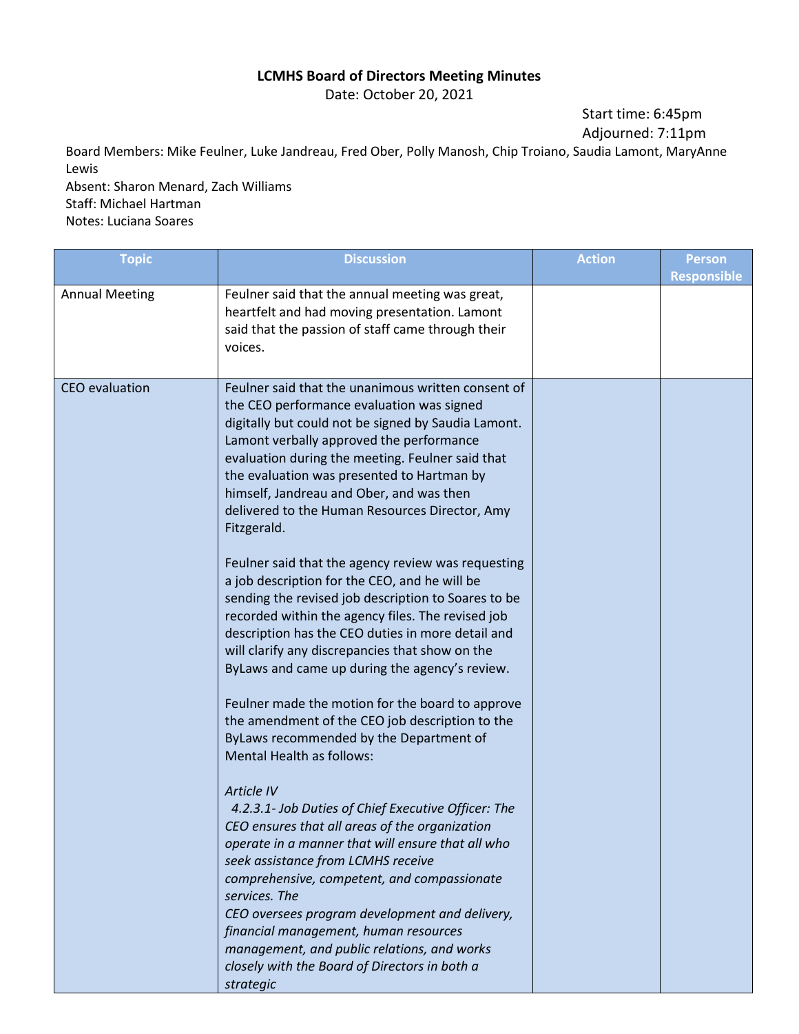**LCMHS Board of Directors Meeting Minutes**

Date: October 20, 2021

Start time: 6:45pm
Adjourned: 7:11pm

Board Members: Mike Feulner, Luke Jandreau, Fred Ober, Polly Manosh, Chip Troiano, Saudia Lamont, MaryAnne Lewis
Absent: Sharon Menard, Zach Williams
Staff: Michael Hartman
Notes: Luciana Soares

| Topic | Discussion | Action | Person Responsible |
|---|---|---|---|
| Annual Meeting | Feulner said that the annual meeting was great, heartfelt and had moving presentation. Lamont said that the passion of staff came through their voices. | | |
| CEO evaluation | Feulner said that the unanimous written consent of the CEO performance evaluation was signed digitally but could not be signed by Saudia Lamont. Lamont verbally approved the performance evaluation during the meeting. Feulner said that the evaluation was presented to Hartman by himself, Jandreau and Ober, and was then delivered to the Human Resources Director, Amy Fitzgerald.<br><br>Feulner said that the agency review was requesting a job description for the CEO, and he will be sending the revised job description to Soares to be recorded within the agency files. The revised job description has the CEO duties in more detail and will clarify any discrepancies that show on the ByLaws and came up during the agency's review.<br><br>Feulner made the motion for the board to approve the amendment of the CEO job description to the ByLaws recommended by the Department of Mental Health as follows:<br><br>*Article IV*<br>*4.2.3.1- Job Duties of Chief Executive Officer: The CEO ensures that all areas of the organization operate in a manner that will ensure that all who seek assistance from LCMHS receive comprehensive, competent, and compassionate services. The CEO oversees program development and delivery, financial management, human resources management, and public relations, and works closely with the Board of Directors in both a strategic* | | |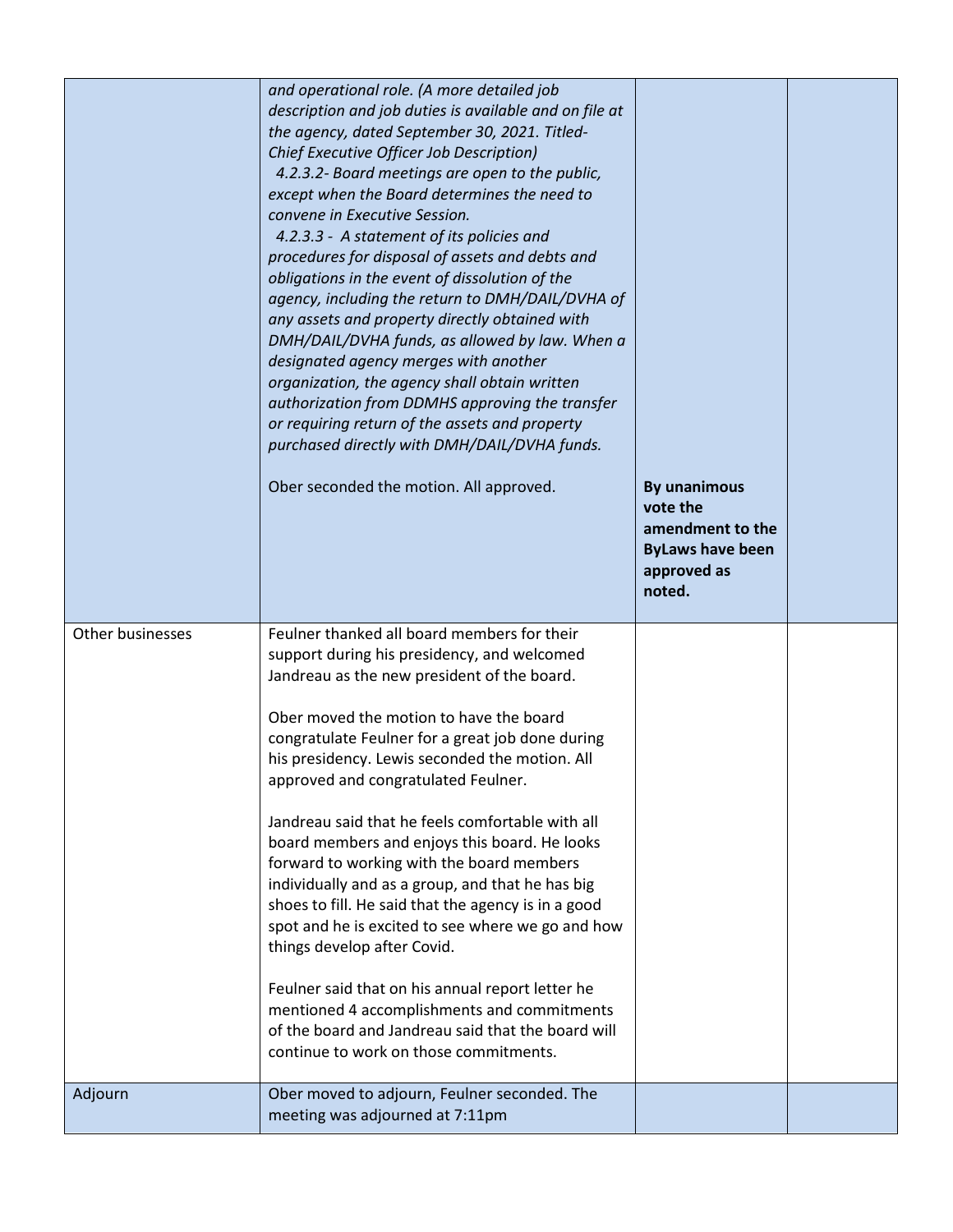| | | | |
|---|---|---|---|
| | *and operational role. (A more detailed job description and job duties is available and on file at the agency, dated September 30, 2021. Titled- Chief Executive Officer Job Description)*<br>*4.2.3.2- Board meetings are open to the public, except when the Board determines the need to convene in Executive Session.*<br>*4.2.3.3 - A statement of its policies and procedures for disposal of assets and debts and obligations in the event of dissolution of the agency, including the return to DMH/DAIL/DVHA of any assets and property directly obtained with DMH/DAIL/DVHA funds, as allowed by law. When a designated agency merges with another organization, the agency shall obtain written authorization from DDMHS approving the transfer or requiring return of the assets and property purchased directly with DMH/DAIL/DVHA funds.*<br><br>Ober seconded the motion. All approved. | **By unanimous vote the amendment to the ByLaws have been approved as noted.** | |
| Other businesses | Feulner thanked all board members for their support during his presidency, and welcomed Jandreau as the new president of the board.<br><br>Ober moved the motion to have the board congratulate Feulner for a great job done during his presidency. Lewis seconded the motion. All approved and congratulated Feulner.<br><br>Jandreau said that he feels comfortable with all board members and enjoys this board. He looks forward to working with the board members individually and as a group, and that he has big shoes to fill. He said that the agency is in a good spot and he is excited to see where we go and how things develop after Covid.<br><br>Feulner said that on his annual report letter he mentioned 4 accomplishments and commitments of the board and Jandreau said that the board will continue to work on those commitments. | | |
| Adjourn | Ober moved to adjourn, Feulner seconded. The meeting was adjourned at 7:11pm | | |